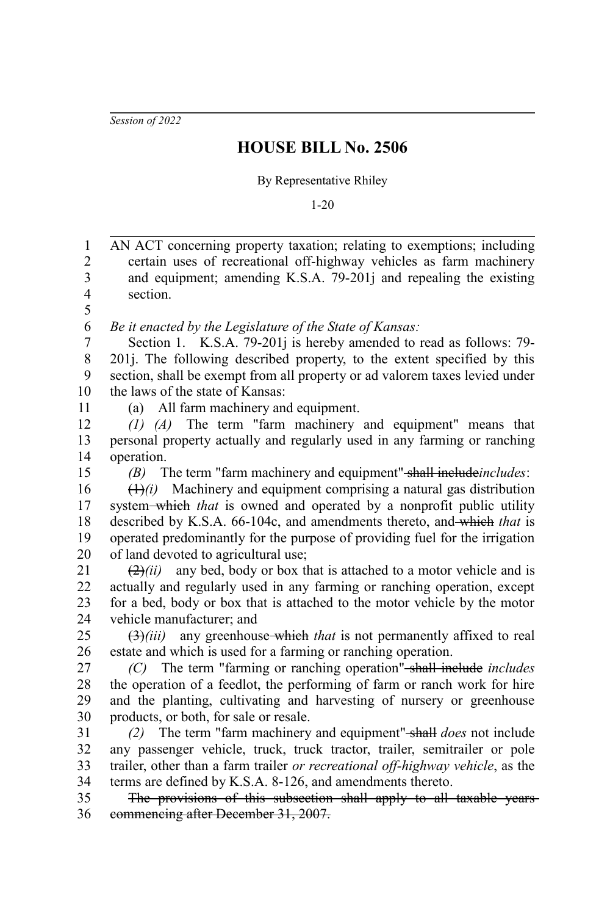*Session of 2022*

# HOUSE BILL No. 2506

By Representative Rhiley

1-20

AN ACT concerning property taxation; relating to exemptions; including certain uses of recreational off-highway vehicles as farm machinery and equipment; amending K.S.A. 79-201j and repealing the existing section.

*Be it enacted by the Legislature of the State of Kansas:*

Section 1. K.S.A. 79-201j is hereby amended to read as follows: 79-201j. The following described property, to the extent specified by this section, shall be exempt from all property or ad valorem taxes levied under the laws of the state of Kansas:

(a) All farm machinery and equipment.

*(1) (A)* The term "farm machinery and equipment" means that personal property actually and regularly used in any farming or ranching operation.

*(B)* The term "farm machinery and equipment" ~~shall include~~*includes*:

~~(1)~~*(i)* Machinery and equipment comprising a natural gas distribution system ~~which~~ *that* is owned and operated by a nonprofit public utility described by K.S.A. 66-104c, and amendments thereto, and ~~which~~ *that* is operated predominantly for the purpose of providing fuel for the irrigation of land devoted to agricultural use;

~~(2)~~*(ii)* any bed, body or box that is attached to a motor vehicle and is actually and regularly used in any farming or ranching operation, except for a bed, body or box that is attached to the motor vehicle by the motor vehicle manufacturer; and

~~(3)~~*(iii)* any greenhouse ~~which~~ *that* is not permanently affixed to real estate and which is used for a farming or ranching operation.

*(C)* The term "farming or ranching operation" ~~shall include~~ *includes* the operation of a feedlot, the performing of farm or ranch work for hire and the planting, cultivating and harvesting of nursery or greenhouse products, or both, for sale or resale.

*(2)* The term "farm machinery and equipment" ~~shall~~ *does* not include any passenger vehicle, truck, truck tractor, trailer, semitrailer or pole trailer, other than a farm trailer *or recreational off-highway vehicle*, as the terms are defined by K.S.A. 8-126, and amendments thereto.

~~The provisions of this subsection shall apply to all taxable years commencing after December 31, 2007.~~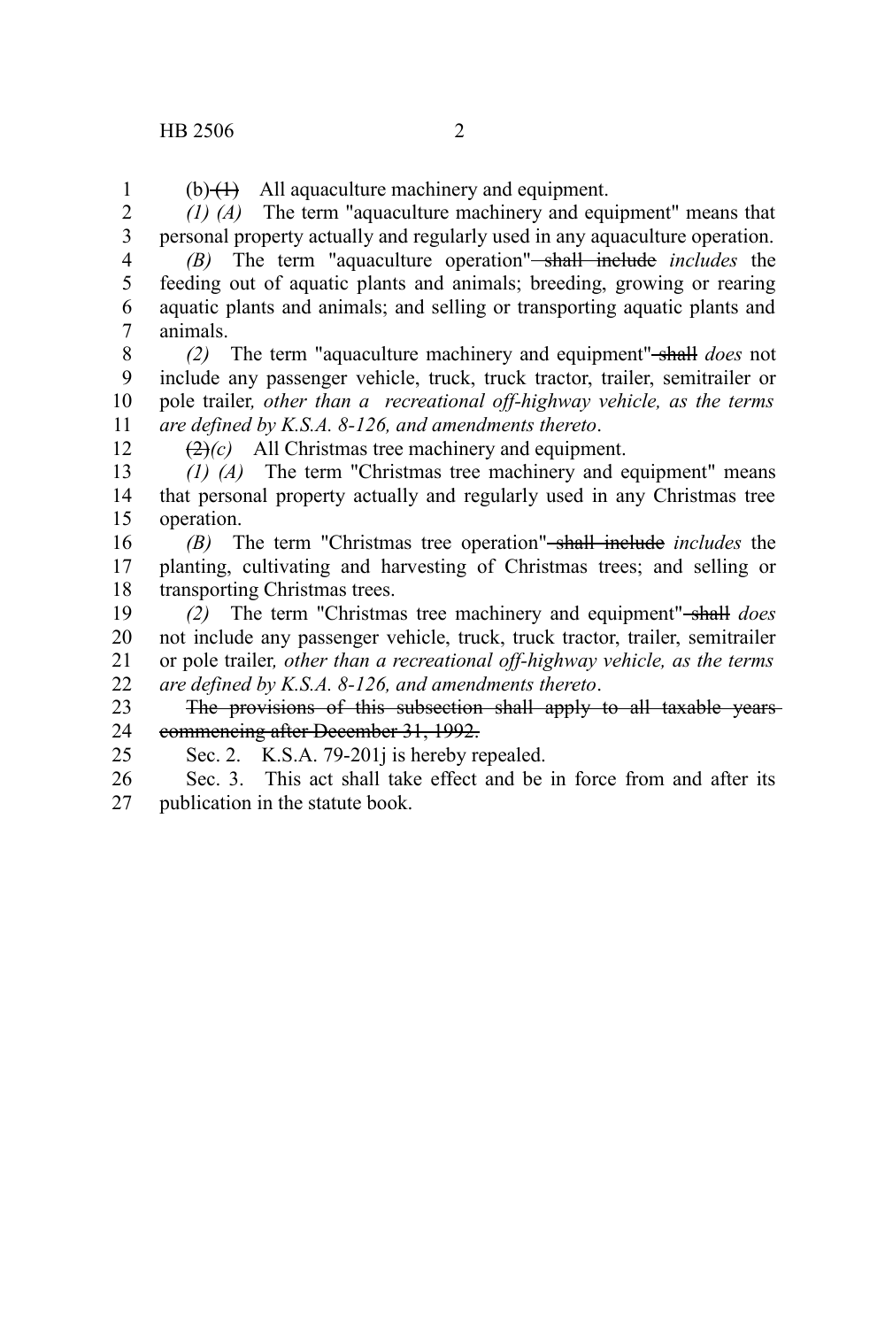(b) ~~(1)~~ All aquaculture machinery and equipment.

*(1) (A)* The term "aquaculture machinery and equipment" means that personal property actually and regularly used in any aquaculture operation.

*(B)* The term "aquaculture operation" ~~shall include~~ *includes* the feeding out of aquatic plants and animals; breeding, growing or rearing aquatic plants and animals; and selling or transporting aquatic plants and animals.

*(2)* The term "aquaculture machinery and equipment" ~~shall~~ *does* not include any passenger vehicle, truck, truck tractor, trailer, semitrailer or pole trailer*, other than a recreational off-highway vehicle, as the terms are defined by K.S.A. 8-126, and amendments thereto*.

~~(2)~~*(c)* All Christmas tree machinery and equipment.

*(1) (A)* The term "Christmas tree machinery and equipment" means that personal property actually and regularly used in any Christmas tree operation.

*(B)* The term "Christmas tree operation" ~~shall include~~ *includes* the planting, cultivating and harvesting of Christmas trees; and selling or transporting Christmas trees.

*(2)* The term "Christmas tree machinery and equipment" ~~shall~~ *does* not include any passenger vehicle, truck, truck tractor, trailer, semitrailer or pole trailer*, other than a recreational off-highway vehicle, as the terms are defined by K.S.A. 8-126, and amendments thereto*.

~~The provisions of this subsection shall apply to all taxable years commencing after December 31, 1992.~~

Sec. 2. K.S.A. 79-201j is hereby repealed.

Sec. 3. This act shall take effect and be in force from and after its publication in the statute book.